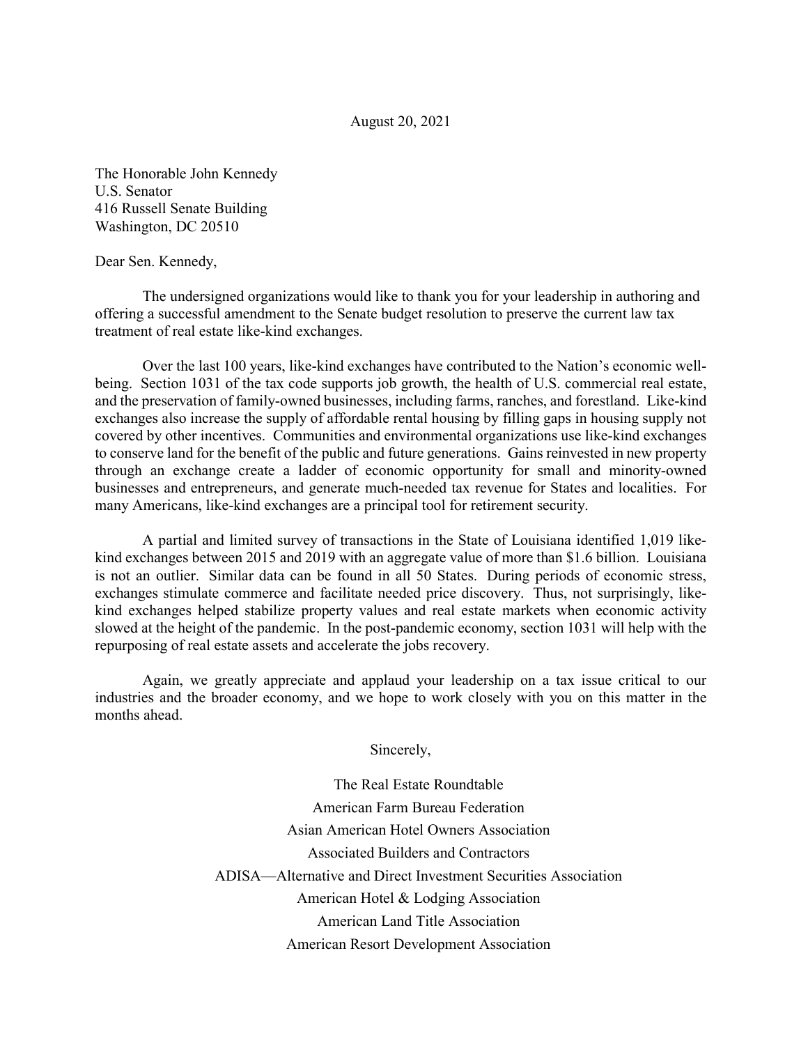August 20, 2021

The Honorable John Kennedy
U.S. Senator
416 Russell Senate Building
Washington, DC 20510

Dear Sen. Kennedy,

The undersigned organizations would like to thank you for your leadership in authoring and offering a successful amendment to the Senate budget resolution to preserve the current law tax treatment of real estate like-kind exchanges.

Over the last 100 years, like-kind exchanges have contributed to the Nation's economic well-being. Section 1031 of the tax code supports job growth, the health of U.S. commercial real estate, and the preservation of family-owned businesses, including farms, ranches, and forestland. Like-kind exchanges also increase the supply of affordable rental housing by filling gaps in housing supply not covered by other incentives. Communities and environmental organizations use like-kind exchanges to conserve land for the benefit of the public and future generations. Gains reinvested in new property through an exchange create a ladder of economic opportunity for small and minority-owned businesses and entrepreneurs, and generate much-needed tax revenue for States and localities. For many Americans, like-kind exchanges are a principal tool for retirement security.

A partial and limited survey of transactions in the State of Louisiana identified 1,019 like-kind exchanges between 2015 and 2019 with an aggregate value of more than $1.6 billion. Louisiana is not an outlier. Similar data can be found in all 50 States. During periods of economic stress, exchanges stimulate commerce and facilitate needed price discovery. Thus, not surprisingly, like-kind exchanges helped stabilize property values and real estate markets when economic activity slowed at the height of the pandemic. In the post-pandemic economy, section 1031 will help with the repurposing of real estate assets and accelerate the jobs recovery.

Again, we greatly appreciate and applaud your leadership on a tax issue critical to our industries and the broader economy, and we hope to work closely with you on this matter in the months ahead.

Sincerely,

The Real Estate Roundtable
American Farm Bureau Federation
Asian American Hotel Owners Association
Associated Builders and Contractors
ADISA—Alternative and Direct Investment Securities Association
American Hotel & Lodging Association
American Land Title Association
American Resort Development Association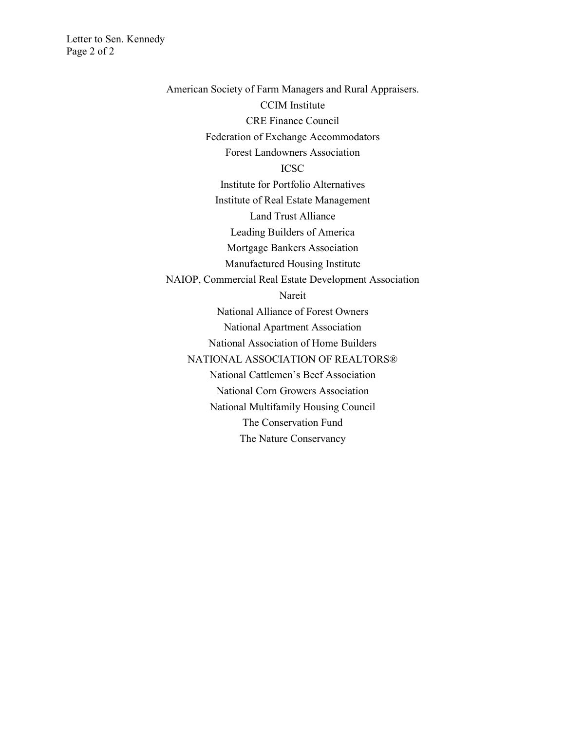American Society of Farm Managers and Rural Appraisers.

CCIM Institute

CRE Finance Council

Federation of Exchange Accommodators

Forest Landowners Association

ICSC

Institute for Portfolio Alternatives

Institute of Real Estate Management

Land Trust Alliance

Leading Builders of America

Mortgage Bankers Association

Manufactured Housing Institute

NAIOP, Commercial Real Estate Development Association

Nareit

National Alliance of Forest Owners

National Apartment Association

National Association of Home Builders

NATIONAL ASSOCIATION OF REALTORS®

National Cattlemen's Beef Association

National Corn Growers Association

National Multifamily Housing Council

The Conservation Fund

The Nature Conservancy